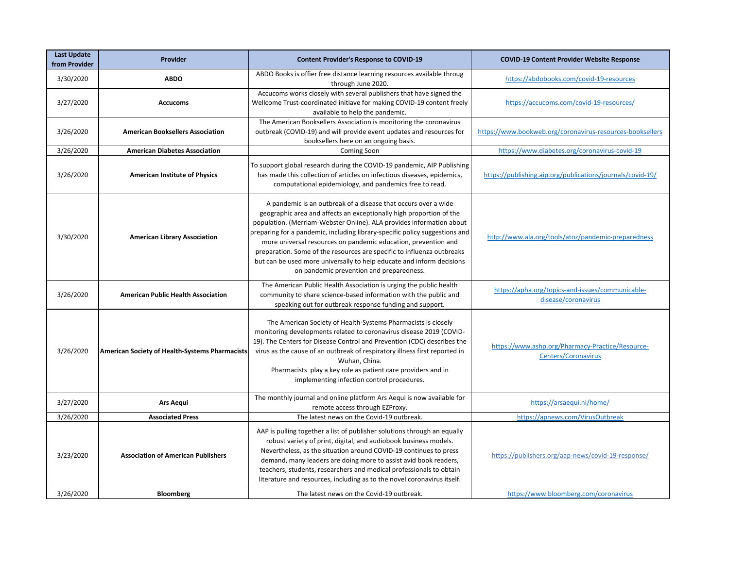| Last Update from Provider | Provider | Content Provider's Response to COVID-19 | COVID-19 Content Provider Website Response |
| --- | --- | --- | --- |
| 3/30/2020 | **ABDO** | ABDO Books is offier free distance learning resources available throug through June 2020. | https://abdobooks.com/covid-19-resources |
| 3/27/2020 | **Accucoms** | Accucoms works closely with several publishers that have signed the Wellcome Trust-coordinated initiave for making COVID-19 content freely available to help the pandemic. | https://accucoms.com/covid-19-resources/ |
| 3/26/2020 | **American Booksellers Association** | The American Booksellers Association is monitoring the coronavirus outbreak (COVID-19) and will provide event updates and resources for booksellers here on an ongoing basis. | https://www.bookweb.org/coronavirus-resources-booksellers |
| 3/26/2020 | **American Diabetes Association** | Coming Soon | https://www.diabetes.org/coronavirus-covid-19 |
| 3/26/2020 | **American Institute of Physics** | To support global research during the COVID-19 pandemic, AIP Publishing has made this collection of articles on infectious diseases, epidemics, computational epidemiology, and pandemics free to read. | https://publishing.aip.org/publications/journals/covid-19/ |
| 3/30/2020 | **American Library Association** | A pandemic is an outbreak of a disease that occurs over a wide geographic area and affects an exceptionally high proportion of the population. (Merriam-Webster Online). ALA provides information about preparing for a pandemic, including library-specific policy suggestions and more universal resources on pandemic education, prevention and preparation. Some of the resources are specific to influenza outbreaks but can be used more universally to help educate and inform decisions on pandemic prevention and preparedness. | http://www.ala.org/tools/atoz/pandemic-preparedness |
| 3/26/2020 | **American Public Health Association** | The American Public Health Association is urging the public health community to share science-based information with the public and speaking out for outbreak response funding and support. | https://apha.org/topics-and-issues/communicable-disease/coronavirus |
| 3/26/2020 | **American Society of Health-Systems Pharmacists** | The American Society of Health-Systems Pharmacists is closely monitoring developments related to coronavirus disease 2019 (COVID-19). The Centers for Disease Control and Prevention (CDC) describes the virus as the cause of an outbreak of respiratory illness first reported in Wuhan, China. Pharmacists play a key role as patient care providers and in implementing infection control procedures. | https://www.ashp.org/Pharmacy-Practice/Resource-Centers/Coronavirus |
| 3/27/2020 | **Ars Aequi** | The monthly journal and online platform Ars Aequi is now available for remote access through EZProxy. | https://arsaequi.nl/home/ |
| 3/26/2020 | **Associated Press** | The latest news on the Covid-19 outbreak. | https://apnews.com/VirusOutbreak |
| 3/23/2020 | **Association of American Publishers** | AAP is pulling together a list of publisher solutions through an equally robust variety of print, digital, and audiobook business models. Nevertheless, as the situation around COVID-19 continues to press demand, many leaders are doing more to assist avid book readers, teachers, students, researchers and medical professionals to obtain literature and resources, including as to the novel coronavirus itself. | https://publishers.org/aap-news/covid-19-response/ |
| 3/26/2020 | **Bloomberg** | The latest news on the Covid-19 outbreak. | https://www.bloomberg.com/coronavirus |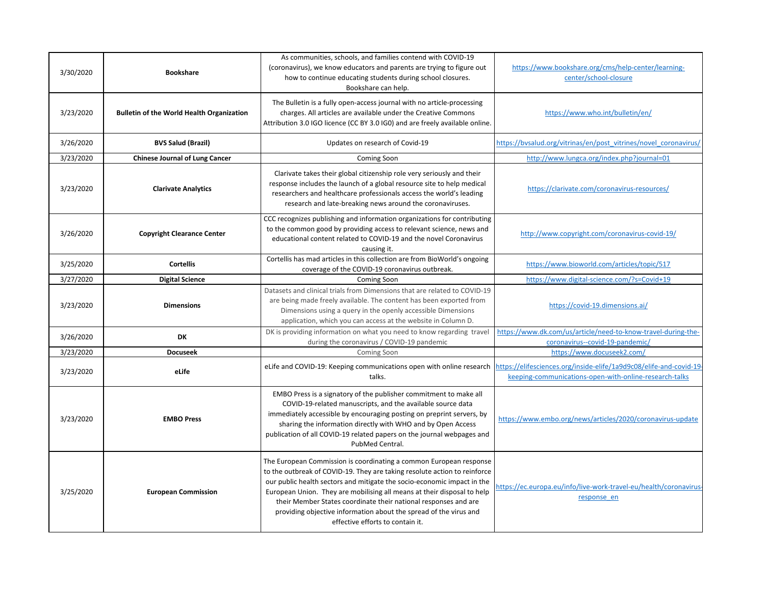| 3/30/2020 | **Bookshare** | As communities, schools, and families contend with COVID-19 (coronavirus), we know educators and parents are trying to figure out how to continue educating students during school closures. Bookshare can help. | https://www.bookshare.org/cms/help-center/learning-center/school-closure |
|---|---|---|---|
| 3/23/2020 | **Bulletin of the World Health Organization** | The Bulletin is a fully open-access journal with no article-processing charges. All articles are available under the Creative Commons Attribution 3.0 IGO licence (CC BY 3.0 IG0) and are freely available online. | https://www.who.int/bulletin/en/ |
| 3/26/2020 | **BVS Salud (Brazil)** | Updates on research of Covid-19 | https://bvsalud.org/vitrinas/en/post_vitrines/novel_coronavirus/ |
| 3/23/2020 | **Chinese Journal of Lung Cancer** | Coming Soon | http://www.lungca.org/index.php?journal=01 |
| 3/23/2020 | **Clarivate Analytics** | Clarivate takes their global citizenship role very seriously and their response includes the launch of a global resource site to help medical researchers and healthcare professionals access the world's leading research and late-breaking news around the coronaviruses. | https://clarivate.com/coronavirus-resources/ |
| 3/26/2020 | **Copyright Clearance Center** | CCC recognizes publishing and information organizations for contributing to the common good by providing access to relevant science, news and educational content related to COVID-19 and the novel Coronavirus causing it. | http://www.copyright.com/coronavirus-covid-19/ |
| 3/25/2020 | **Cortellis** | Cortellis has mad articles in this collection are from BioWorld's ongoing coverage of the COVID-19 coronavirus outbreak. | https://www.bioworld.com/articles/topic/517 |
| 3/27/2020 | **Digital Science** | Coming Soon | https://www.digital-science.com/?s=Covid+19 |
| 3/23/2020 | **Dimensions** | Datasets and clinical trials from Dimensions that are related to COVID-19 are being made freely available. The content has been exported from Dimensions using a query in the openly accessible Dimensions application, which you can access at the website in Column D. | https://covid-19.dimensions.ai/ |
| 3/26/2020 | **DK** | DK is providing information on what you need to know regarding travel during the coronavirus / COVID-19 pandemic | https://www.dk.com/us/article/need-to-know-travel-during-the-coronavirus--covid-19-pandemic/ |
| 3/23/2020 | **Docuseek** | Coming Soon | https://www.docuseek2.com/ |
| 3/23/2020 | **eLife** | eLife and COVID-19: Keeping communications open with online research talks. | https://elifesciences.org/inside-elife/1a9d9c08/elife-and-covid-19-keeping-communications-open-with-online-research-talks |
| 3/23/2020 | **EMBO Press** | EMBO Press is a signatory of the publisher commitment to make all COVID-19-related manuscripts, and the available source data immediately accessible by encouraging posting on preprint servers, by sharing the information directly with WHO and by Open Access publication of all COVID-19 related papers on the journal webpages and PubMed Central. | https://www.embo.org/news/articles/2020/coronavirus-update |
| 3/25/2020 | **European Commission** | The European Commission is coordinating a common European response to the outbreak of COVID-19. They are taking resolute action to reinforce our public health sectors and mitigate the socio-economic impact in the European Union. They are mobilising all means at their disposal to help their Member States coordinate their national responses and are providing objective information about the spread of the virus and effective efforts to contain it. | https://ec.europa.eu/info/live-work-travel-eu/health/coronavirus-response_en |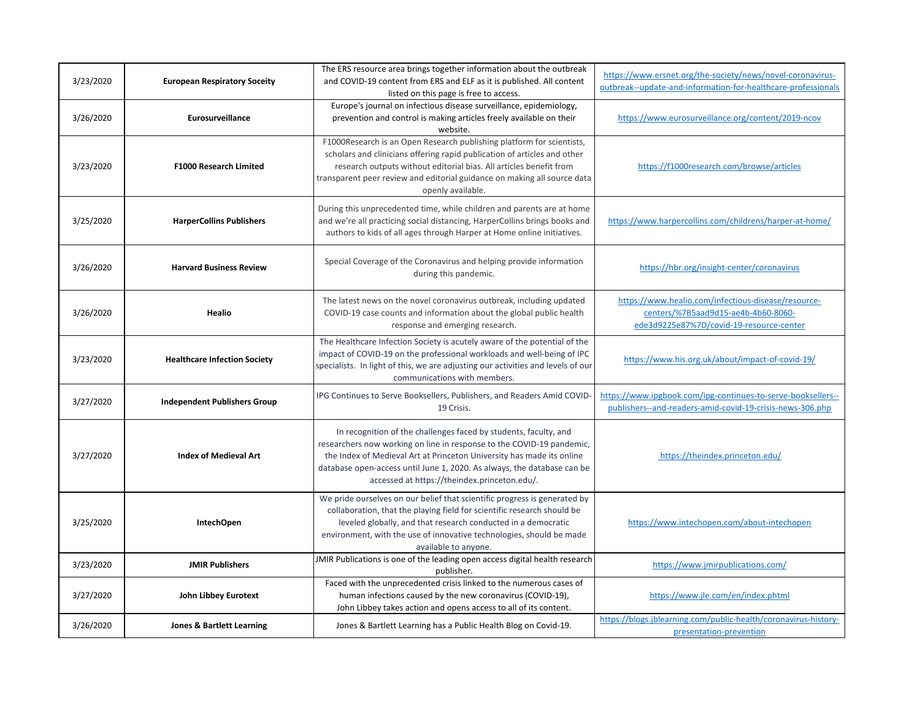| 3/23/2020 | **European Respiratory Soceity** | The ERS resource area brings together information about the outbreak and COVID-19 content from ERS and ELF as it is published. All content listed on this page is free to access. | https://www.ersnet.org/the-society/news/novel-coronavirus-outbreak--update-and-information-for-healthcare-professionals |
|---|---|---|---|
| 3/26/2020 | **Eurosurveillance** | Europe's journal on infectious disease surveillance, epidemiology, prevention and control is making articles freely available on their website. | https://www.eurosurveillance.org/content/2019-ncov |
| 3/23/2020 | **F1000 Research Limited** | F1000Research is an Open Research publishing platform for scientists, scholars and clinicians offering rapid publication of articles and other research outputs without editorial bias. All articles benefit from transparent peer review and editorial guidance on making all source data openly available. | https://f1000research.com/browse/articles |
| 3/25/2020 | **HarperCollins Publishers** | During this unprecedented time, while children and parents are at home and we're all practicing social distancing, HarperCollins brings books and authors to kids of all ages through Harper at Home online initiatives. | https://www.harpercollins.com/childrens/harper-at-home/ |
| 3/26/2020 | **Harvard Business Review** | Special Coverage of the Coronavirus and helping provide information during this pandemic. | https://hbr.org/insight-center/coronavirus |
| 3/26/2020 | **Healio** | The latest news on the novel coronavirus outbreak, including updated COVID-19 case counts and information about the global public health response and emerging research. | https://www.healio.com/infectious-disease/resource-centers/%7B5aad9d15-ae4b-4b60-8060-ede3d9225e87%7D/covid-19-resource-center |
| 3/23/2020 | **Healthcare Infection Society** | The Healthcare Infection Society is acutely aware of the potential of the impact of COVID-19 on the professional workloads and well-being of IPC specialists. In light of this, we are adjusting our activities and levels of our communications with members. | https://www.his.org.uk/about/impact-of-covid-19/ |
| 3/27/2020 | **Independent Publishers Group** | IPG Continues to Serve Booksellers, Publishers, and Readers Amid COVID-19 Crisis. | https://www.ipgbook.com/ipg-continues-to-serve-booksellers--publishers--and-readers-amid-covid-19-crisis-news-306.php |
| 3/27/2020 | **Index of Medieval Art** | In recognition of the challenges faced by students, faculty, and researchers now working on line in response to the COVID-19 pandemic, the Index of Medieval Art at Princeton University has made its online database open-access until June 1, 2020. As always, the database can be accessed at https://theindex.princeton.edu/. | https://theindex.princeton.edu/ |
| 3/25/2020 | **IntechOpen** | We pride ourselves on our belief that scientific progress is generated by collaboration, that the playing field for scientific research should be leveled globally, and that research conducted in a democratic environment, with the use of innovative technologies, should be made available to anyone. | https://www.intechopen.com/about-intechopen |
| 3/23/2020 | **JMIR Publishers** | JMIR Publications is one of the leading open access digital health research publisher. | https://www.jmirpublications.com/ |
| 3/27/2020 | **John Libbey Eurotext** | Faced with the unprecedented crisis linked to the numerous cases of human infections caused by the new coronavirus (COVID-19), John Libbey takes action and opens access to all of its content. | https://www.jle.com/en/index.phtml |
| 3/26/2020 | **Jones & Bartlett Learning** | Jones & Bartlett Learning has a Public Health Blog on Covid-19. | https://blogs.jblearning.com/public-health/coronavirus-history-presentation-prevention |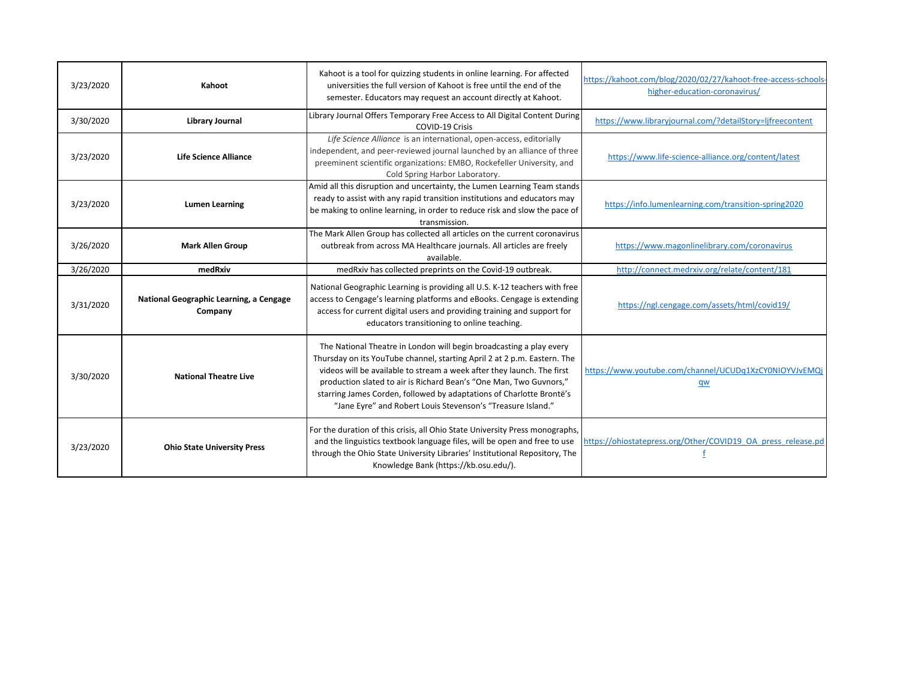| 3/23/2020 | **Kahoot** | Kahoot is a tool for quizzing students in online learning. For affected universities the full version of Kahoot is free until the end of the semester. Educators may request an account directly at Kahoot. | https://kahoot.com/blog/2020/02/27/kahoot-free-access-schools-higher-education-coronavirus/ |
|---|---|---|---|
| 3/30/2020 | **Library Journal** | Library Journal Offers Temporary Free Access to All Digital Content During COVID-19 Crisis | https://www.libraryjournal.com/?detailStory=ljfreecontent |
| 3/23/2020 | **Life Science Alliance** | *Life Science Alliance* is an international, open-access, editorially independent, and peer-reviewed journal launched by an alliance of three preeminent scientific organizations: EMBO, Rockefeller University, and Cold Spring Harbor Laboratory. | https://www.life-science-alliance.org/content/latest |
| 3/23/2020 | **Lumen Learning** | Amid all this disruption and uncertainty, the Lumen Learning Team stands ready to assist with any rapid transition institutions and educators may be making to online learning, in order to reduce risk and slow the pace of transmission. | https://info.lumenlearning.com/transition-spring2020 |
| 3/26/2020 | **Mark Allen Group** | The Mark Allen Group has collected all articles on the current coronavirus outbreak from across MA Healthcare journals. All articles are freely available. | https://www.magonlinelibrary.com/coronavirus |
| 3/26/2020 | **medRxiv** | medRxiv has collected preprints on the Covid-19 outbreak. | http://connect.medrxiv.org/relate/content/181 |
| 3/31/2020 | **National Geographic Learning, a Cengage Company** | National Geographic Learning is providing all U.S. K-12 teachers with free access to Cengage's learning platforms and eBooks. Cengage is extending access for current digital users and providing training and support for educators transitioning to online teaching. | https://ngl.cengage.com/assets/html/covid19/ |
| 3/30/2020 | **National Theatre Live** | The National Theatre in London will begin broadcasting a play every Thursday on its YouTube channel, starting April 2 at 2 p.m. Eastern. The videos will be available to stream a week after they launch. The first production slated to air is Richard Bean's "One Man, Two Guvnors," starring James Corden, followed by adaptations of Charlotte Brontë's "Jane Eyre" and Robert Louis Stevenson's "Treasure Island." | https://www.youtube.com/channel/UCUDq1XzCY0NIOYVJvEMQjqw |
| 3/23/2020 | **Ohio State University Press** | For the duration of this crisis, all Ohio State University Press monographs, and the linguistics textbook language files, will be open and free to use through the Ohio State University Libraries' Institutional Repository, The Knowledge Bank (https://kb.osu.edu/). | https://ohiostatepress.org/Other/COVID19_OA_press_release.pdf |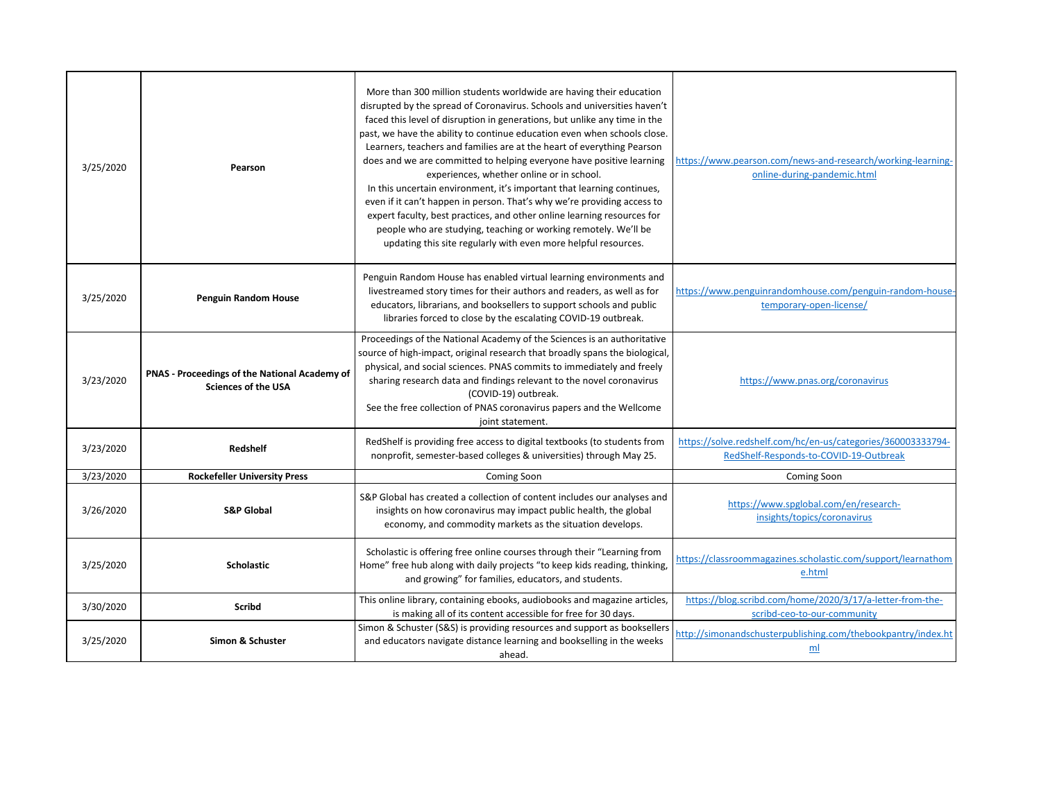| | | | |
|---|---|---|---|
| 3/25/2020 | **Pearson** | More than 300 million students worldwide are having their education disrupted by the spread of Coronavirus. Schools and universities haven't faced this level of disruption in generations, but unlike any time in the past, we have the ability to continue education even when schools close. Learners, teachers and families are at the heart of everything Pearson does and we are committed to helping everyone have positive learning experiences, whether online or in school.<br>In this uncertain environment, it's important that learning continues, even if it can't happen in person. That's why we're providing access to expert faculty, best practices, and other online learning resources for people who are studying, teaching or working remotely. We'll be updating this site regularly with even more helpful resources. | https://www.pearson.com/news-and-research/working-learning-online-during-pandemic.html |
| 3/25/2020 | **Penguin Random House** | Penguin Random House has enabled virtual learning environments and livestreamed story times for their authors and readers, as well as for educators, librarians, and booksellers to support schools and public libraries forced to close by the escalating COVID-19 outbreak. | https://www.penguinrandomhouse.com/penguin-random-house-temporary-open-license/ |
| 3/23/2020 | **PNAS - Proceedings of the National Academy of Sciences of the USA** | Proceedings of the National Academy of the Sciences is an authoritative source of high-impact, original research that broadly spans the biological, physical, and social sciences. PNAS commits to immediately and freely sharing research data and findings relevant to the novel coronavirus (COVID-19) outbreak.<br>See the free collection of PNAS coronavirus papers and the Wellcome joint statement. | https://www.pnas.org/coronavirus |
| 3/23/2020 | **Redshelf** | RedShelf is providing free access to digital textbooks (to students from nonprofit, semester-based colleges & universities) through May 25. | https://solve.redshelf.com/hc/en-us/categories/360003333794-RedShelf-Responds-to-COVID-19-Outbreak |
| 3/23/2020 | **Rockefeller University Press** | Coming Soon | Coming Soon |
| 3/26/2020 | **S&P Global** | S&P Global has created a collection of content includes our analyses and insights on how coronavirus may impact public health, the global economy, and commodity markets as the situation develops. | https://www.spglobal.com/en/research-insights/topics/coronavirus |
| 3/25/2020 | **Scholastic** | Scholastic is offering free online courses through their "Learning from Home" free hub along with daily projects "to keep kids reading, thinking, and growing" for families, educators, and students. | https://classroommagazines.scholastic.com/support/learnathome.html |
| 3/30/2020 | **Scribd** | This online library, containing ebooks, audiobooks and magazine articles, is making all of its content accessible for free for 30 days. | https://blog.scribd.com/home/2020/3/17/a-letter-from-the-scribd-ceo-to-our-community |
| 3/25/2020 | **Simon & Schuster** | Simon & Schuster (S&S) is providing resources and support as booksellers and educators navigate distance learning and bookselling in the weeks ahead. | http://simonandschusterpublishing.com/thebookpantry/index.html |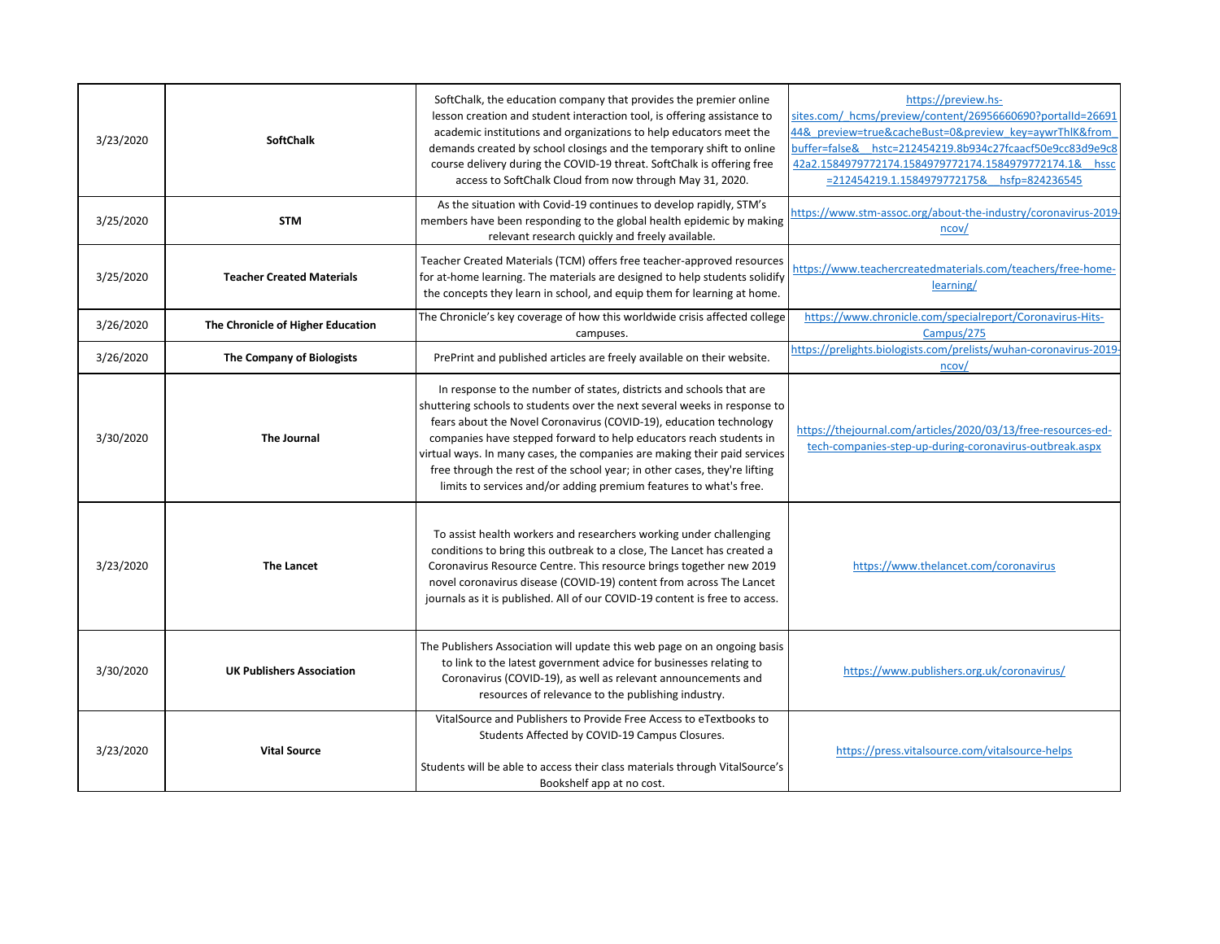| | | | |
|---|---|---|---|
| 3/23/2020 | **SoftChalk** | SoftChalk, the education company that provides the premier online lesson creation and student interaction tool, is offering assistance to academic institutions and organizations to help educators meet the demands created by school closings and the temporary shift to online course delivery during the COVID-19 threat. SoftChalk is offering free access to SoftChalk Cloud from now through May 31, 2020. | https://preview.hs-sites.com/_hcms/preview/content/26956660690?portalId=2669144&_preview=true&cacheBust=0&preview_key=aywrThlK&from_buffer=false&__hstc=212454219.8b934c27fcaacf50e9cc83d9e9c842a2.1584979772174.1584979772174.1584979772174.1&__hssc=212454219.1.1584979772175&__hsfp=824236545 |
| 3/25/2020 | **STM** | As the situation with Covid-19 continues to develop rapidly, STM's members have been responding to the global health epidemic by making relevant research quickly and freely available. | https://www.stm-assoc.org/about-the-industry/coronavirus-2019-ncov/ |
| 3/25/2020 | **Teacher Created Materials** | Teacher Created Materials (TCM) offers free teacher-approved resources for at-home learning. The materials are designed to help students solidify the concepts they learn in school, and equip them for learning at home. | https://www.teachercreatedmaterials.com/teachers/free-home-learning/ |
| 3/26/2020 | **The Chronicle of Higher Education** | The Chronicle's key coverage of how this worldwide crisis affected college campuses. | https://www.chronicle.com/specialreport/Coronavirus-Hits-Campus/275 |
| 3/26/2020 | **The Company of Biologists** | PrePrint and published articles are freely available on their website. | https://prelights.biologists.com/prelists/wuhan-coronavirus-2019-ncov/ |
| 3/30/2020 | **The Journal** | In response to the number of states, districts and schools that are shuttering schools to students over the next several weeks in response to fears about the Novel Coronavirus (COVID-19), education technology companies have stepped forward to help educators reach students in virtual ways. In many cases, the companies are making their paid services free through the rest of the school year; in other cases, they're lifting limits to services and/or adding premium features to what's free. | https://thejournal.com/articles/2020/03/13/free-resources-ed-tech-companies-step-up-during-coronavirus-outbreak.aspx |
| 3/23/2020 | **The Lancet** | To assist health workers and researchers working under challenging conditions to bring this outbreak to a close, The Lancet has created a Coronavirus Resource Centre. This resource brings together new 2019 novel coronavirus disease (COVID-19) content from across The Lancet journals as it is published. All of our COVID-19 content is free to access. | https://www.thelancet.com/coronavirus |
| 3/30/2020 | **UK Publishers Association** | The Publishers Association will update this web page on an ongoing basis to link to the latest government advice for businesses relating to Coronavirus (COVID-19), as well as relevant announcements and resources of relevance to the publishing industry. | https://www.publishers.org.uk/coronavirus/ |
| 3/23/2020 | **Vital Source** | VitalSource and Publishers to Provide Free Access to eTextbooks to Students Affected by COVID-19 Campus Closures.<br><br>Students will be able to access their class materials through VitalSource's Bookshelf app at no cost. | https://press.vitalsource.com/vitalsource-helps |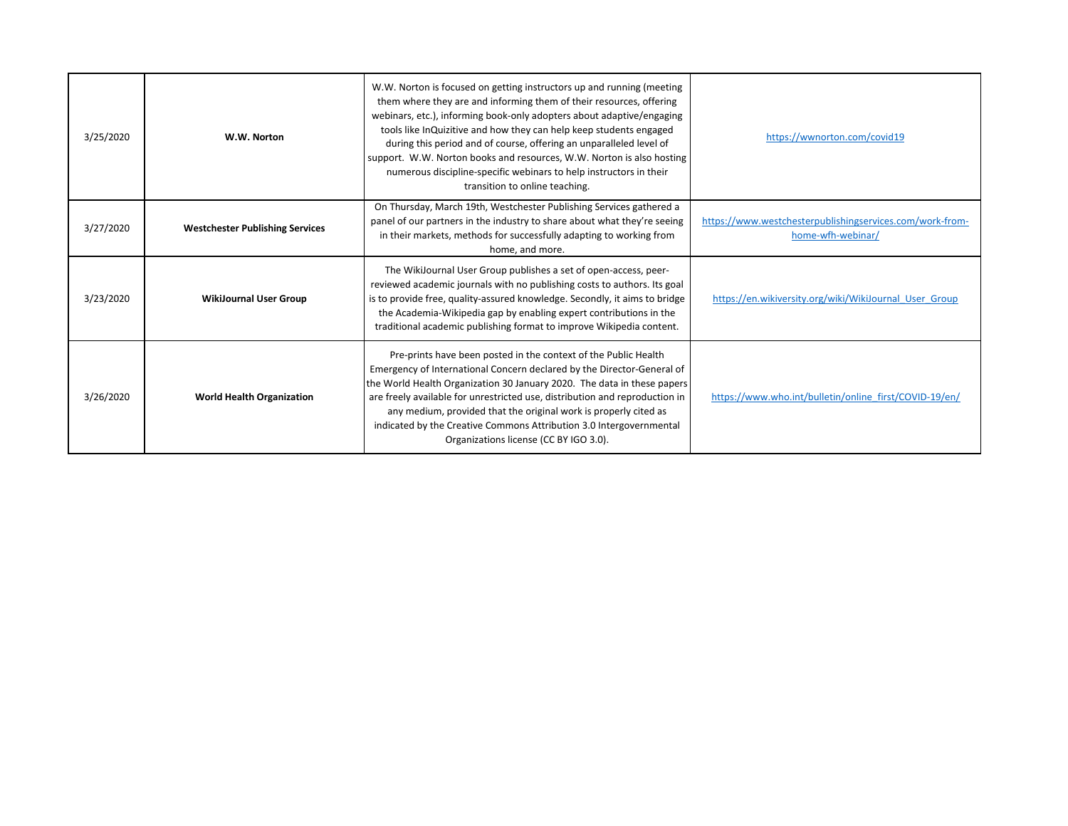| | | | |
|---|---|---|---|
| 3/25/2020 | **W.W. Norton** | W.W. Norton is focused on getting instructors up and running (meeting them where they are and informing them of their resources, offering webinars, etc.), informing book-only adopters about adaptive/engaging tools like InQuizitive and how they can help keep students engaged during this period and of course, offering an unparalleled level of support. W.W. Norton books and resources, W.W. Norton is also hosting numerous discipline-specific webinars to help instructors in their transition to online teaching. | https://wwnorton.com/covid19 |
| 3/27/2020 | **Westchester Publishing Services** | On Thursday, March 19th, Westchester Publishing Services gathered a panel of our partners in the industry to share about what they're seeing in their markets, methods for successfully adapting to working from home, and more. | https://www.westchesterpublishingservices.com/work-from-home-wfh-webinar/ |
| 3/23/2020 | **WikiJournal User Group** | The WikiJournal User Group publishes a set of open-access, peer-reviewed academic journals with no publishing costs to authors. Its goal is to provide free, quality-assured knowledge. Secondly, it aims to bridge the Academia-Wikipedia gap by enabling expert contributions in the traditional academic publishing format to improve Wikipedia content. | https://en.wikiversity.org/wiki/WikiJournal_User_Group |
| 3/26/2020 | **World Health Organization** | Pre-prints have been posted in the context of the Public Health Emergency of International Concern declared by the Director-General of the World Health Organization 30 January 2020. The data in these papers are freely available for unrestricted use, distribution and reproduction in any medium, provided that the original work is properly cited as indicated by the Creative Commons Attribution 3.0 Intergovernmental Organizations license (CC BY IGO 3.0). | https://www.who.int/bulletin/online_first/COVID-19/en/ |